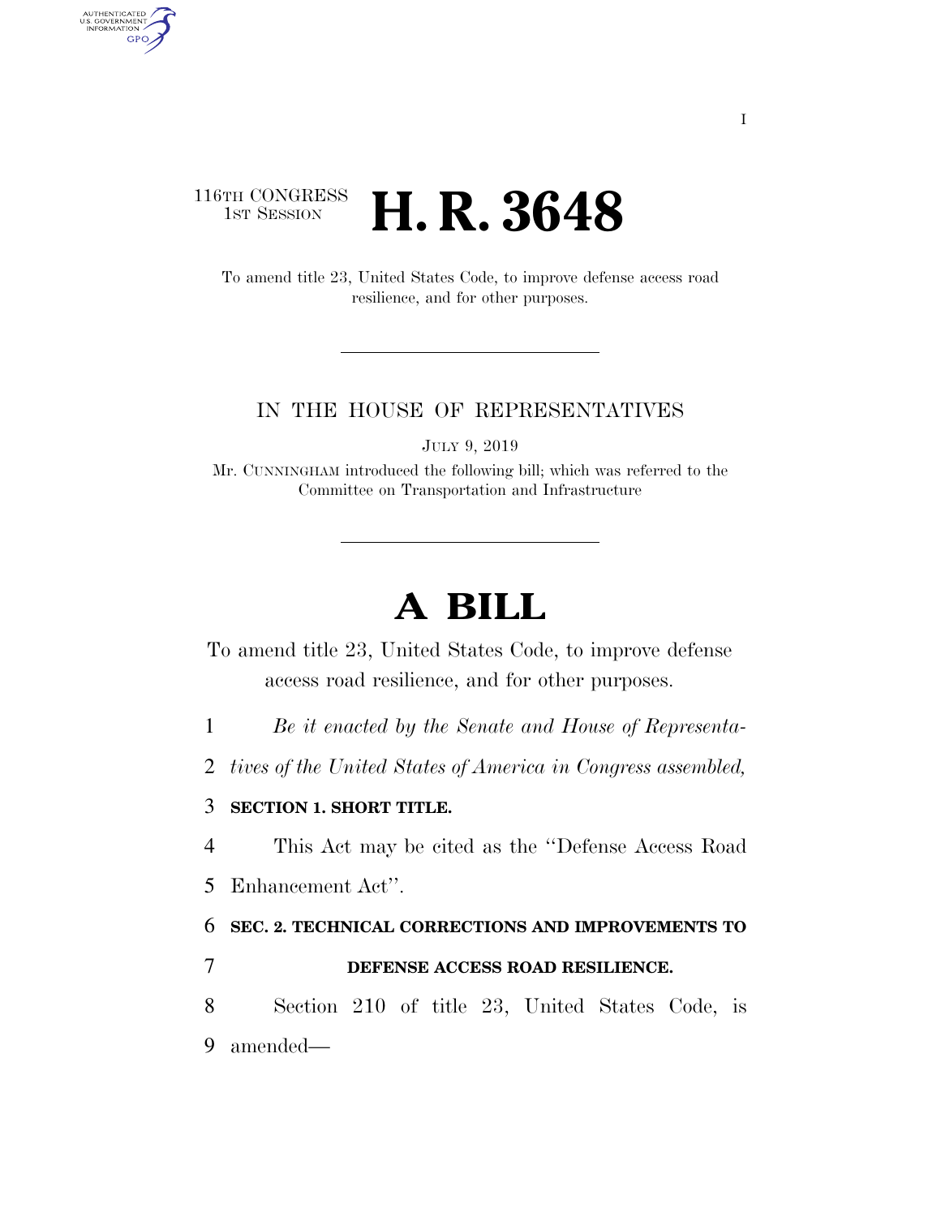116TH CONGRESS
1ST SESSION

# H. R. 3648

To amend title 23, United States Code, to improve defense access road resilience, and for other purposes.

IN THE HOUSE OF REPRESENTATIVES

JULY 9, 2019

Mr. CUNNINGHAM introduced the following bill; which was referred to the Committee on Transportation and Infrastructure

# A BILL

To amend title 23, United States Code, to improve defense access road resilience, and for other purposes.

*Be it enacted by the Senate and House of Representatives of the United States of America in Congress assembled,*

**SECTION 1. SHORT TITLE.**

This Act may be cited as the ''Defense Access Road Enhancement Act''.

**SEC. 2. TECHNICAL CORRECTIONS AND IMPROVEMENTS TO DEFENSE ACCESS ROAD RESILIENCE.**

Section 210 of title 23, United States Code, is amended—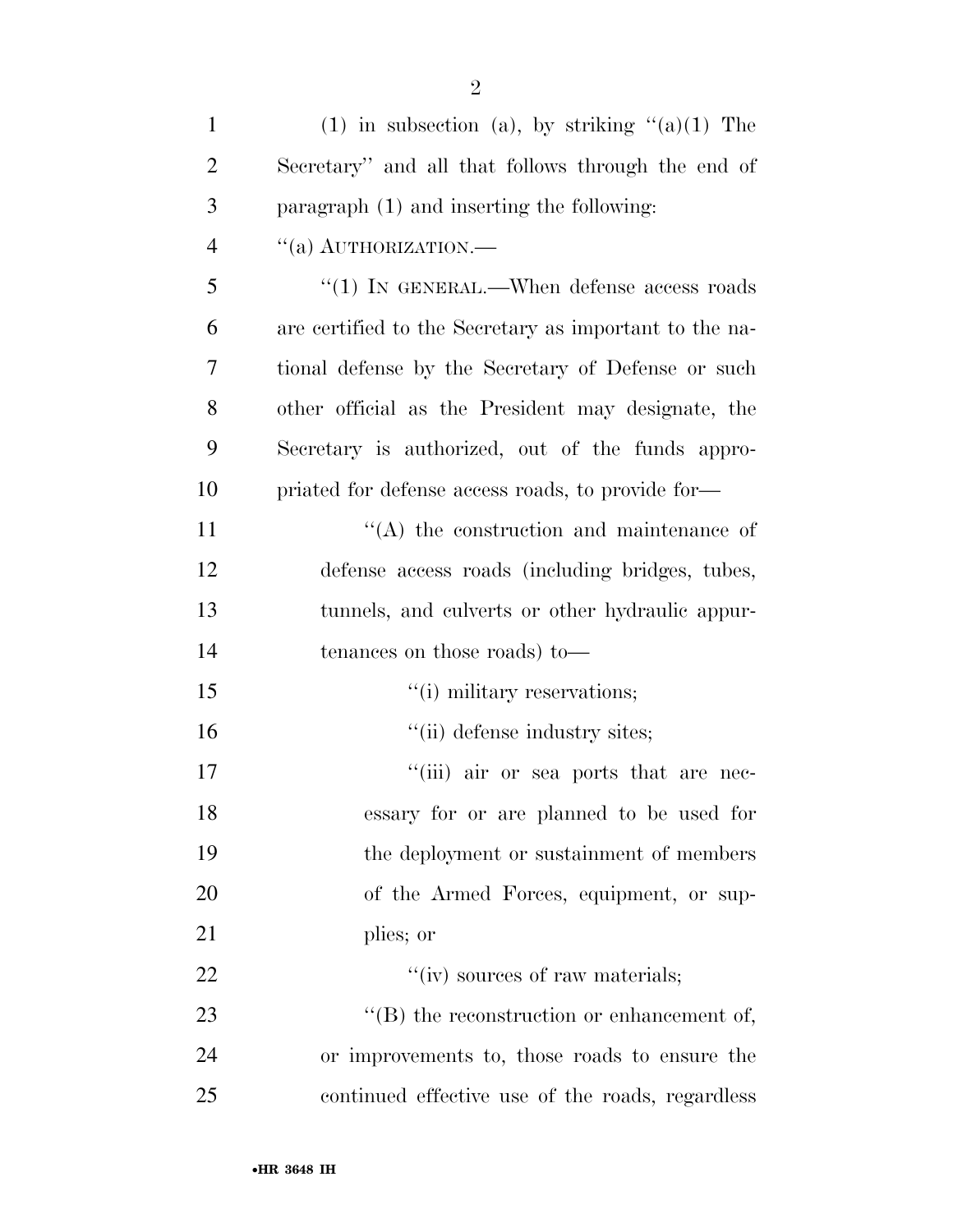(1) in subsection (a), by striking "(a)(1) The Secretary" and all that follows through the end of paragraph (1) and inserting the following:

"(a) AUTHORIZATION.—

"(1) IN GENERAL.—When defense access roads are certified to the Secretary as important to the national defense by the Secretary of Defense or such other official as the President may designate, the Secretary is authorized, out of the funds appropriated for defense access roads, to provide for—

"(A) the construction and maintenance of defense access roads (including bridges, tubes, tunnels, and culverts or other hydraulic appurtenances on those roads) to—

"(i) military reservations;

"(ii) defense industry sites;

"(iii) air or sea ports that are necessary for or are planned to be used for the deployment or sustainment of members of the Armed Forces, equipment, or supplies; or

"(iv) sources of raw materials;

"(B) the reconstruction or enhancement of, or improvements to, those roads to ensure the continued effective use of the roads, regardless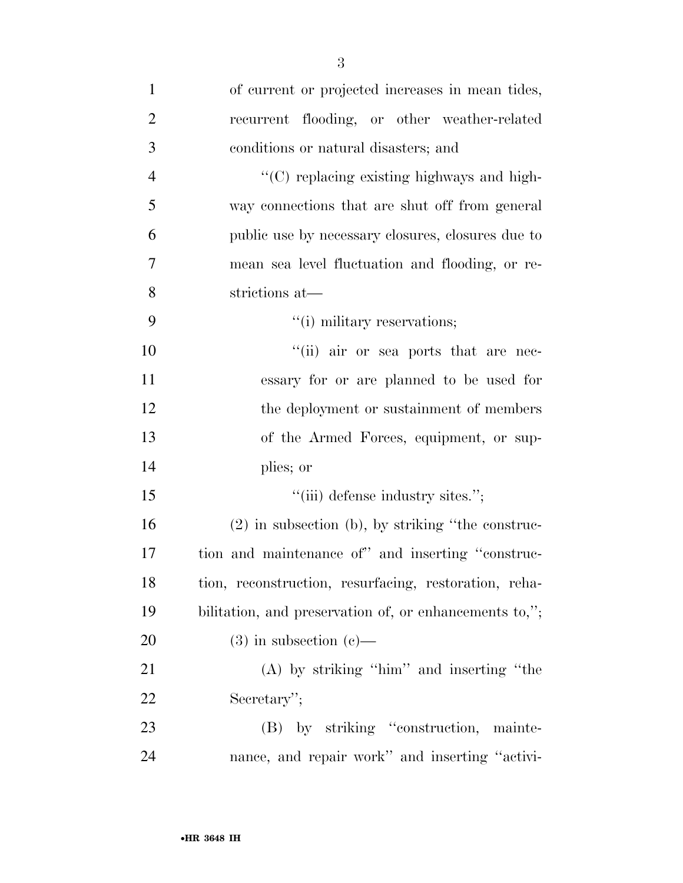of current or projected increases in mean tides, recurrent flooding, or other weather-related conditions or natural disasters; and

"(C) replacing existing highways and highway connections that are shut off from general public use by necessary closures, closures due to mean sea level fluctuation and flooding, or restrictions at—

"(i) military reservations;

"(ii) air or sea ports that are necessary for or are planned to be used for the deployment or sustainment of members of the Armed Forces, equipment, or supplies; or

"(iii) defense industry sites.";

(2) in subsection (b), by striking "the construction and maintenance of" and inserting "construction, reconstruction, resurfacing, restoration, rehabilitation, and preservation of, or enhancements to,";

(3) in subsection (c)—

(A) by striking "him" and inserting "the Secretary";

(B) by striking "construction, maintenance, and repair work" and inserting "activi-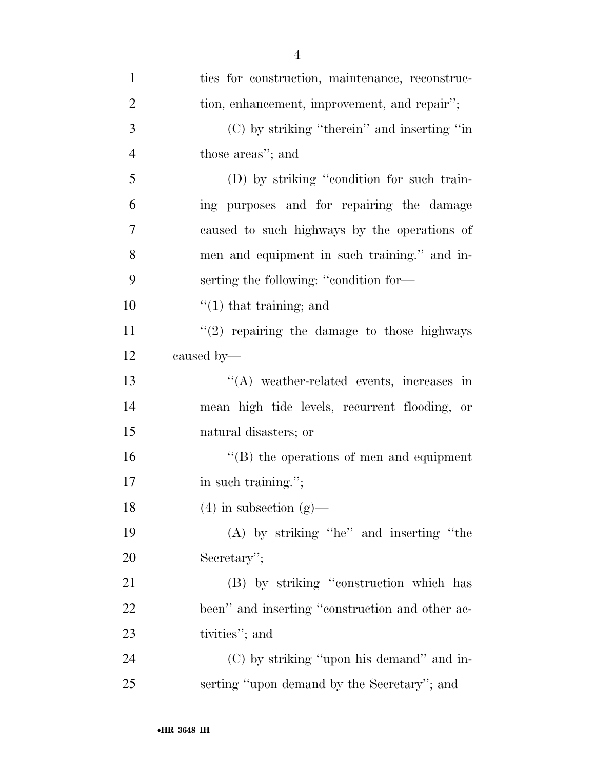ties for construction, maintenance, reconstruction, enhancement, improvement, and repair'';

(C) by striking ''therein'' and inserting ''in those areas''; and

(D) by striking ''condition for such training purposes and for repairing the damage caused to such highways by the operations of men and equipment in such training.'' and inserting the following: ''condition for—

''(1) that training; and

''(2) repairing the damage to those highways caused by—

''(A) weather-related events, increases in mean high tide levels, recurrent flooding, or natural disasters; or

''(B) the operations of men and equipment in such training.'';

(4) in subsection (g)—

(A) by striking ''he'' and inserting ''the Secretary'';

(B) by striking ''construction which has been'' and inserting ''construction and other activities''; and

(C) by striking ''upon his demand'' and inserting ''upon demand by the Secretary''; and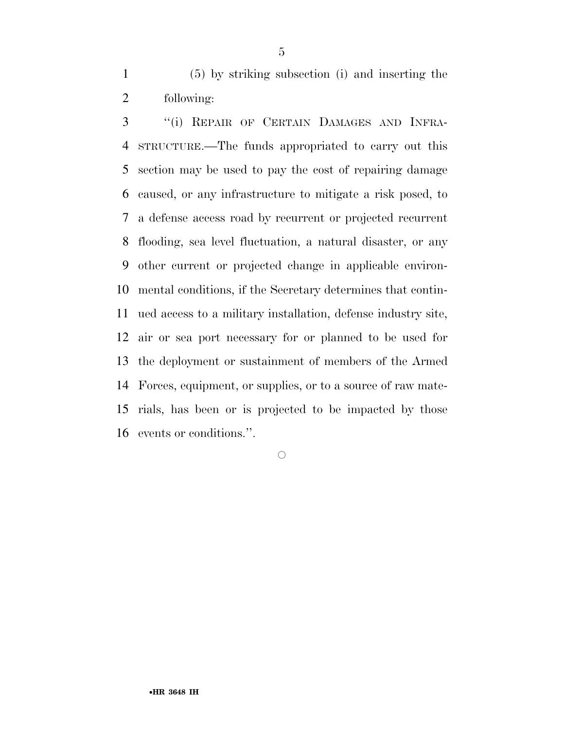(5) by striking subsection (i) and inserting the following:

"(i) REPAIR OF CERTAIN DAMAGES AND INFRASTRUCTURE.—The funds appropriated to carry out this section may be used to pay the cost of repairing damage caused, or any infrastructure to mitigate a risk posed, to a defense access road by recurrent or projected recurrent flooding, sea level fluctuation, a natural disaster, or any other current or projected change in applicable environmental conditions, if the Secretary determines that continued access to a military installation, defense industry site, air or sea port necessary for or planned to be used for the deployment or sustainment of members of the Armed Forces, equipment, or supplies, or to a source of raw materials, has been or is projected to be impacted by those events or conditions.".

○